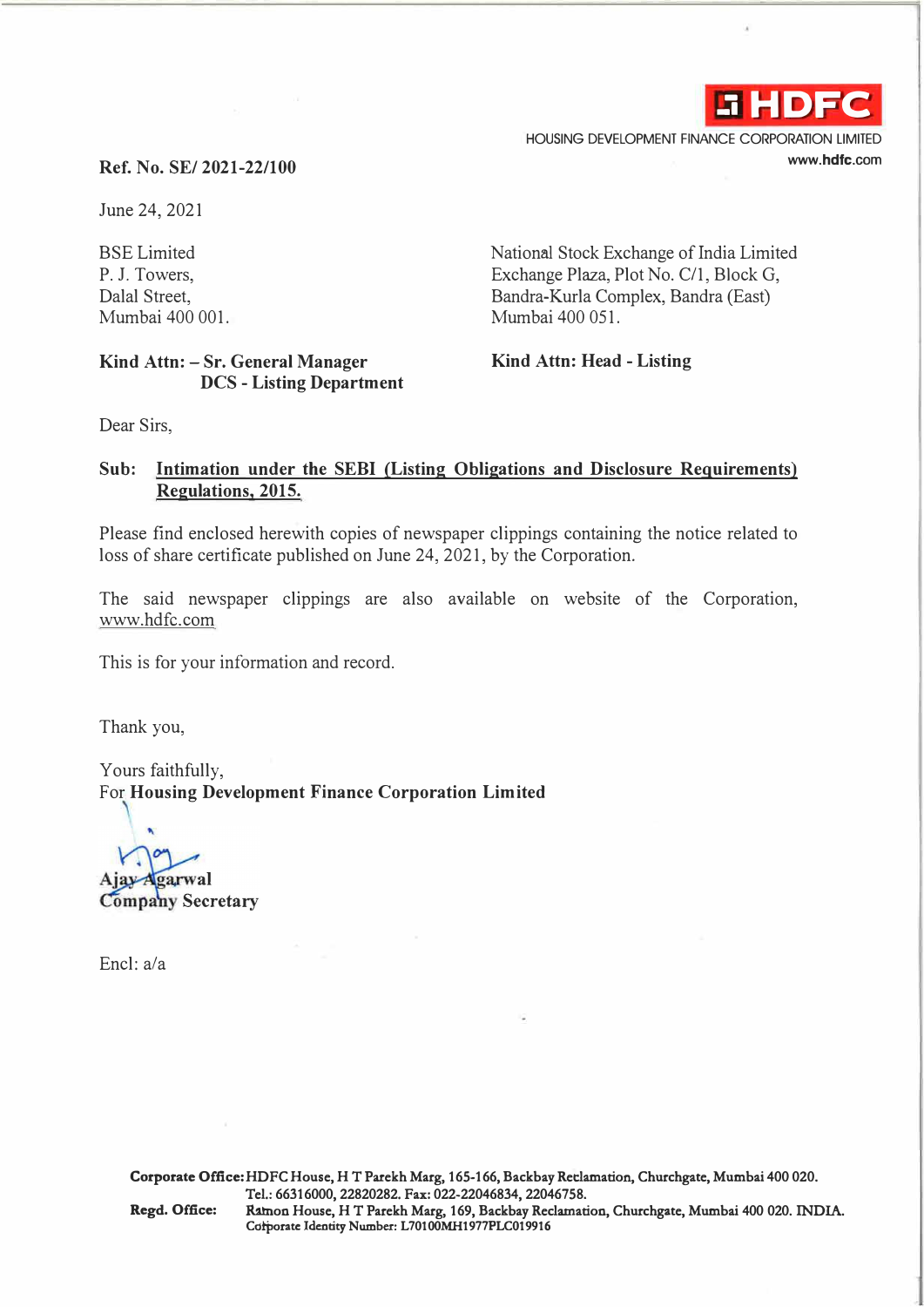HDFC

HOUSING DEVELOPMENT FINANCE CORPORATION LIMITED
www.hdfc.com

**Ref. No. SE/ 2021-22/100**

June 24, 2021

BSE Limited
P. J. Towers,
Dalal Street,
Mumbai 400 001.

**Kind Attn: – Sr. General Manager
DCS - Listing Department**

National Stock Exchange of India Limited
Exchange Plaza, Plot No. C/1, Block G,
Bandra-Kurla Complex, Bandra (East)
Mumbai 400 051.

**Kind Attn: Head - Listing**

Dear Sirs,

**Sub: Intimation under the SEBI (Listing Obligations and Disclosure Requirements) Regulations, 2015.**

Please find enclosed herewith copies of newspaper clippings containing the notice related to loss of share certificate published on June 24, 2021, by the Corporation.

The said newspaper clippings are also available on website of the Corporation, www.hdfc.com

This is for your information and record.

Thank you,

Yours faithfully,
For **Housing Development Finance Corporation Limited**

**Ajay Agarwal**
**Company Secretary**

Encl: a/a

**Corporate Office:** HDFC House, H T Parekh Marg, 165-166, Backbay Reclamation, Churchgate, Mumbai 400 020. Tel.: 66316000, 22820282. Fax: 022-22046834, 22046758.
**Regd. Office:** Ramon House, H T Parekh Marg, 169, Backbay Reclamation, Churchgate, Mumbai 400 020. INDIA. Corporate Identity Number: L70100MH1977PLC019916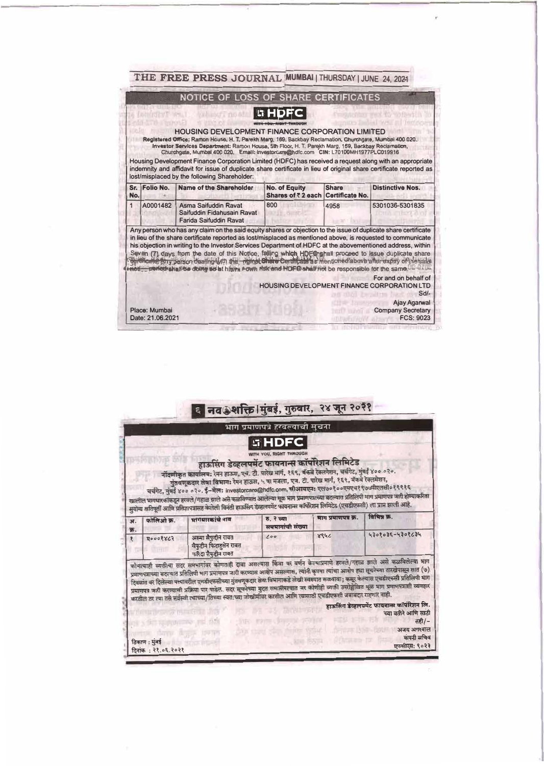THE FREE PRESS JOURNAL MUMBAI | THURSDAY | JUNE 24, 2021

## NOTICE OF LOSS OF SHARE CERTIFICATES

HDFC
WITH YOU, RIGHT THROUGH

### HOUSING DEVELOPMENT FINANCE CORPORATION LIMITED

**Registered Office:** Ramon House, H. T. Parekh Marg, 169, Backbay Reclamation, Churchgate, Mumbai 400 020.
**Investor Services Department:** Ramon House, 5th Floor, H. T. Parekh Marg, 169, Backbay Reclamation, Churchgate, Mumbai 400 020. **Email:** investorcare@hdfc.com **CIN:** L70100MH1977PLC019916

Housing Development Finance Corporation Limited (HDFC) has received a request along with an appropriate indemnity and affidavit for issue of duplicate share certificate in lieu of original share certificate reported as lost/misplaced by the following Shareholder:

| Sr. No. | Folio No. | Name of the Shareholder | No. of Equity Shares of ₹2 each | Share Certificate No. | Distinctive Nos. |
|---|---|---|---|---|---|
| 1 | A0001482 | Asma Saifuddin Ravat<br>Saifuddin Fidahusain Ravat<br>Farida Saifuddin Ravat | 800 | 4958 | 5301036-5301835 |

Any person who has any claim on the said equity shares or objection to the issue of duplicate share certificate in lieu of the share certificate reported as lost/misplaced as mentioned above, is requested to communicate his objection in writing to the Investor Services Department of HDFC at the abovementioned address, within Seven (7) days from the date of this Notice, failing which HDFC shall proceed to issue duplicate share certificate. Any person dealing with the original Share Certificate as mentioned above after expiry of the said notice period shall be doing so at his/her own risk and HDFC shall not be responsible for the same.

For and on behalf of
HOUSING DEVELOPMENT FINANCE CORPORATION LTD
Sd/-
Ajay Agarwal
Company Secretary
FCS: 9023

Place: Mumbai
Date: 21.06.2021

---

६ नवशक्ति | मुंबई, गुरुवार, २४ जून २०२१

## भाग प्रमाणपत्रे हरवल्याची सूचना

HDFC
WITH YOU, RIGHT THROUGH

### हाऊसिंग डेव्हलपमेंट फायनान्स कॉर्पोरेशन लिमिटेड

**नोंदणीकृत कार्यालय:** रेमन हाऊस, एच. टी. पारेख मार्ग, १६९, बॅकबे रेक्लमेशन, चर्चगेट, मुंबई ४०० ०२०.
**गुंतवणूकदार सेवा विभाग:** रेमन हाऊस, ५ वा मजला, एच. टी. पारेख मार्ग, १६९, बॅकबे रेक्लमेशन, चर्चगेट, मुंबई ४०० ०२०. **ई-मेल:** investorcare@hdfc.com, **सीआयएन:** एल७०१००एमएच१९७७पीएलसी०१९९१६

खालील भागधारकांकडून हरवले/गहाळ झाले असे कळविण्यात आलेल्या मूळ भाग प्रमाणपत्राच्या बदल्यात प्रतिलिपी भाग प्रमाणपत्र जारी होण्याकरिता सुयोग्य क्षतिपूर्ती आणि प्रतिज्ञापत्रासह केलेली विनंती हाऊसिंग डेव्हलपमेंट फायनान्स कॉर्पोरेशन लिमिटेड (एचडीएफसी) ला प्राप्त झाली आहे.

| अ. क्र. | फोलिओ क्र. | भागधारकांचे नाव | रु. २ च्या समभागांची संख्या | भाग प्रमाणपत्र क्र. | विभिन्न क्र. |
|---|---|---|---|---|---|
| १ | ए०००१४८२ | अस्मा सैफुद्दीन रावत<br>सैफुद्दीन फिदाहुसेन रावत<br>फरिदा सैफुद्दीन रावत | ८०० | ४९५८ | ५३०१०३६-५३०१८३५ |

कोणत्याही व्यक्तीचा सदर समभागांवर कोणताही दावा असल्यास किंवा वर वर्णन केल्याप्रमाणे हरवले/गहाळ झाले असे कळविलेल्या भाग प्रमाणपत्राच्या बदल्यात प्रतिलिपी भाग प्रमाणपत्र जारी करण्यास आक्षेप असल्यास, त्यांनी कृपया त्यांचा आक्षेप ह्या सूचनेच्या तारखेपासून सात (७) दिवसांत वर दिलेल्या पत्त्यावरील एचडीएफसीच्या गुंतवणूकदार सेवा विभागाकडे लेखी स्वरुपात कळवावा; कसूर केल्यास एचडीएफसी प्रतिलिपी भाग प्रमाणपत्र जारी करण्याची प्रक्रिया पार पाडेल. सदर सूचनेच्या मुदत समाप्तीपश्चात जर कोणीही व्यक्ती उपरोल्लेखित मूळ भाग प्रमाणपत्रांशी व्यवहार करतील तर त्या तसे सर्वस्वी त्याच्या/तिच्या स्वतःच्या जोखीमीवर करतील आणि त्यासाठी एचडीएफसी जबाबदार राहणार नाही.

हाऊसिंग डेव्हलपमेंट फायनान्स कॉर्पोरेशन लि.
च्या वतीने आणि साठी
सही/-
अजय अगरवाल
कंपनी सचिव
एफसीएस: ९०२३

ठिकाण : मुंबई
दिनांक : २१.०६.२०२१